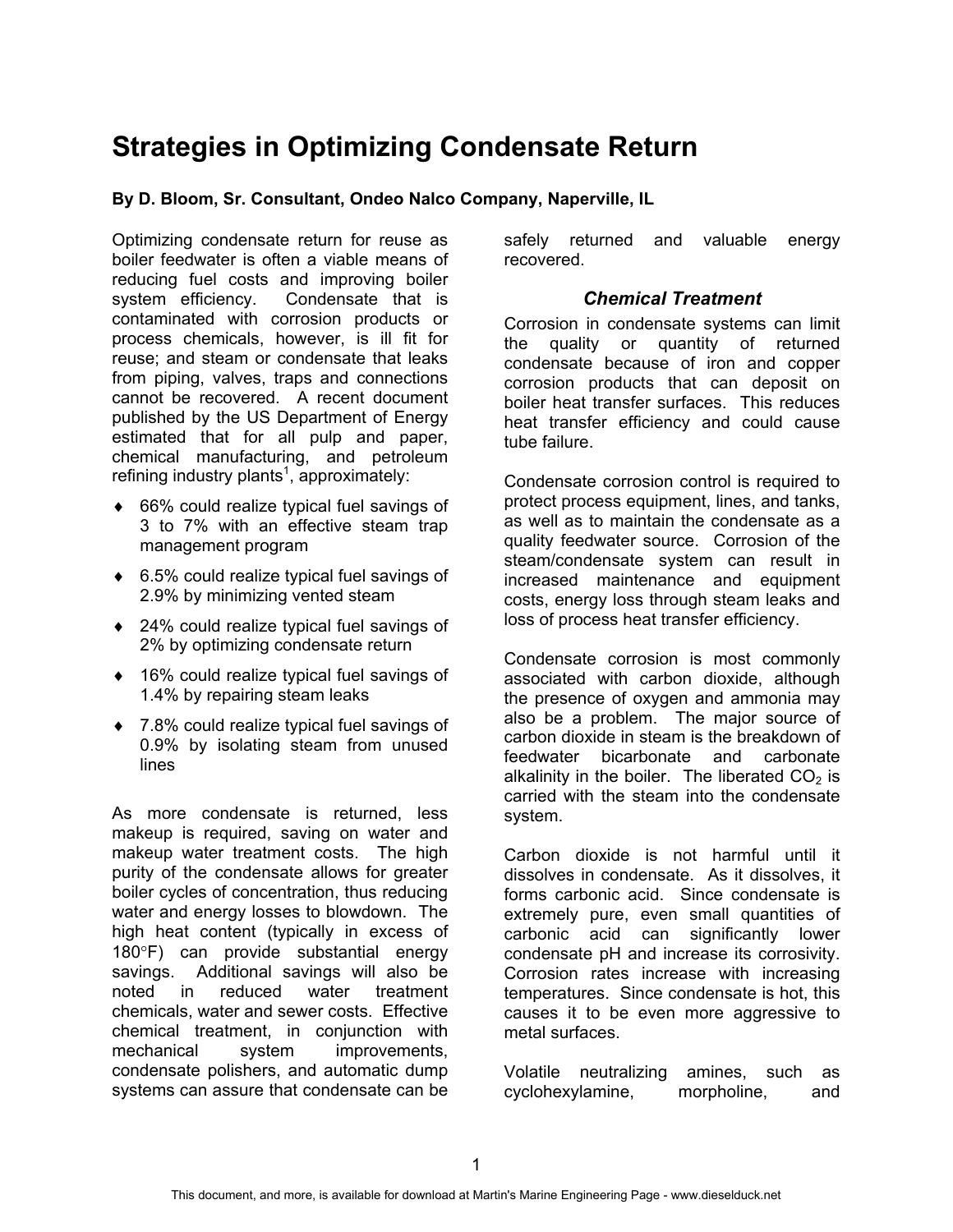# Strategies in Optimizing Condensate Return

**By D. Bloom, Sr. Consultant, Ondeo Nalco Company, Naperville, IL**

Optimizing condensate return for reuse as boiler feedwater is often a viable means of reducing fuel costs and improving boiler system efficiency. Condensate that is contaminated with corrosion products or process chemicals, however, is ill fit for reuse; and steam or condensate that leaks from piping, valves, traps and connections cannot be recovered. A recent document published by the US Department of Energy estimated that for all pulp and paper, chemical manufacturing, and petroleum refining industry plants[1], approximately:

- 66% could realize typical fuel savings of 3 to 7% with an effective steam trap management program
- 6.5% could realize typical fuel savings of 2.9% by minimizing vented steam
- 24% could realize typical fuel savings of 2% by optimizing condensate return
- 16% could realize typical fuel savings of 1.4% by repairing steam leaks
- 7.8% could realize typical fuel savings of 0.9% by isolating steam from unused lines

As more condensate is returned, less makeup is required, saving on water and makeup water treatment costs. The high purity of the condensate allows for greater boiler cycles of concentration, thus reducing water and energy losses to blowdown. The high heat content (typically in excess of 180°F) can provide substantial energy savings. Additional savings will also be noted in reduced water treatment chemicals, water and sewer costs. Effective chemical treatment, in conjunction with mechanical system improvements, condensate polishers, and automatic dump systems can assure that condensate can be safely returned and valuable energy recovered.

## *Chemical Treatment*

Corrosion in condensate systems can limit the quality or quantity of returned condensate because of iron and copper corrosion products that can deposit on boiler heat transfer surfaces. This reduces heat transfer efficiency and could cause tube failure.

Condensate corrosion control is required to protect process equipment, lines, and tanks, as well as to maintain the condensate as a quality feedwater source. Corrosion of the steam/condensate system can result in increased maintenance and equipment costs, energy loss through steam leaks and loss of process heat transfer efficiency.

Condensate corrosion is most commonly associated with carbon dioxide, although the presence of oxygen and ammonia may also be a problem. The major source of carbon dioxide in steam is the breakdown of feedwater bicarbonate and carbonate alkalinity in the boiler. The liberated $CO_2$ is carried with the steam into the condensate system.

Carbon dioxide is not harmful until it dissolves in condensate. As it dissolves, it forms carbonic acid. Since condensate is extremely pure, even small quantities of carbonic acid can significantly lower condensate pH and increase its corrosivity. Corrosion rates increase with increasing temperatures. Since condensate is hot, this causes it to be even more aggressive to metal surfaces.

Volatile neutralizing amines, such as cyclohexylamine, morpholine, and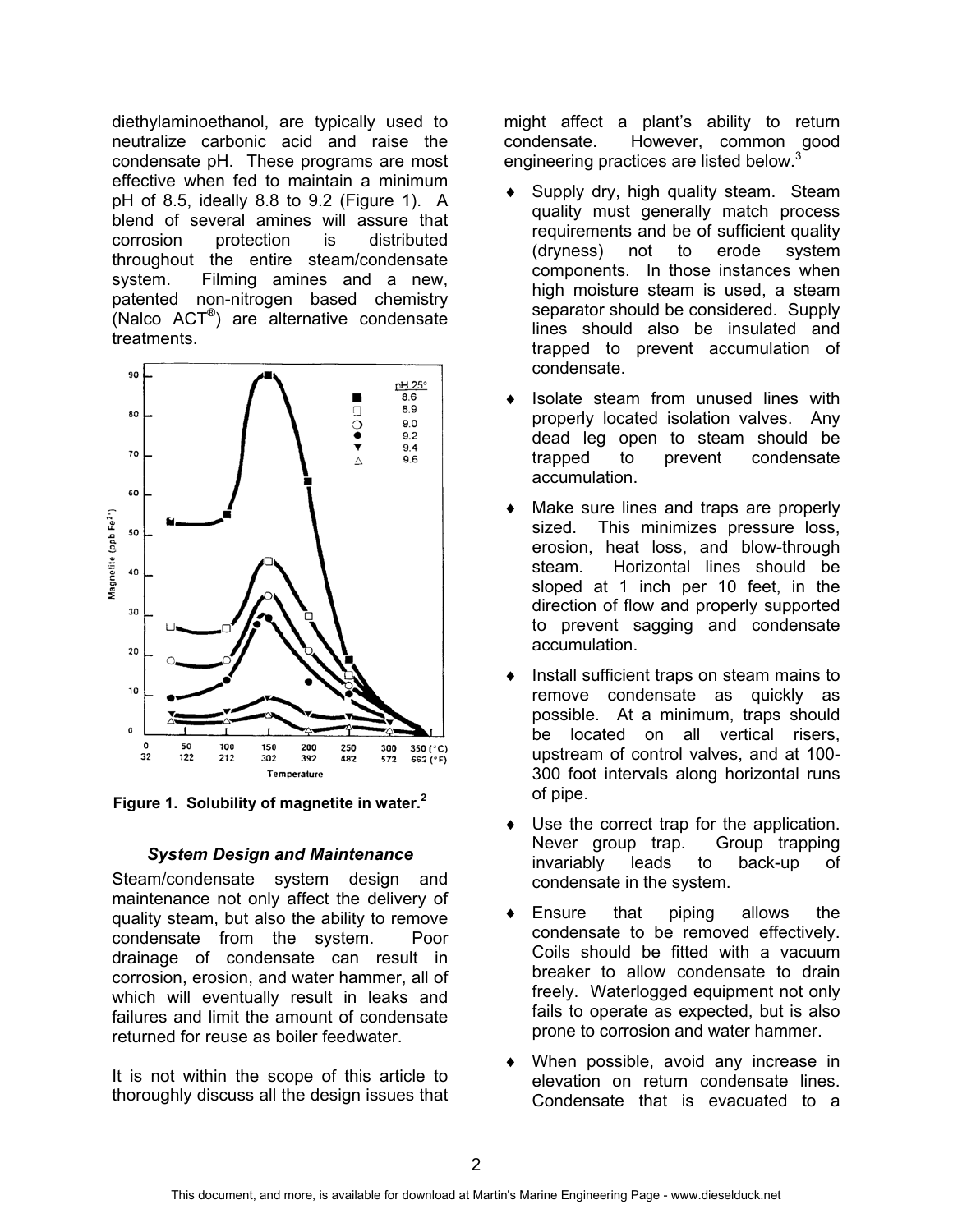diethylaminoethanol, are typically used to neutralize carbonic acid and raise the condensate pH. These programs are most effective when fed to maintain a minimum pH of 8.5, ideally 8.8 to 9.2 (Figure 1). A blend of several amines will assure that corrosion protection is distributed throughout the entire steam/condensate system. Filming amines and a new, patented non-nitrogen based chemistry (Nalco ACT®) are alternative condensate treatments.

**Figure 1. Solubility of magnetite in water.**[2]

### *System Design and Maintenance*

Steam/condensate system design and maintenance not only affect the delivery of quality steam, but also the ability to remove condensate from the system. Poor drainage of condensate can result in corrosion, erosion, and water hammer, all of which will eventually result in leaks and failures and limit the amount of condensate returned for reuse as boiler feedwater.

It is not within the scope of this article to thoroughly discuss all the design issues that might affect a plant's ability to return condensate. However, common good engineering practices are listed below.[3]

- Supply dry, high quality steam. Steam quality must generally match process requirements and be of sufficient quality (dryness) not to erode system components. In those instances when high moisture steam is used, a steam separator should be considered. Supply lines should also be insulated and trapped to prevent accumulation of condensate.
- Isolate steam from unused lines with properly located isolation valves. Any dead leg open to steam should be trapped to prevent condensate accumulation.
- Make sure lines and traps are properly sized. This minimizes pressure loss, erosion, heat loss, and blow-through steam. Horizontal lines should be sloped at 1 inch per 10 feet, in the direction of flow and properly supported to prevent sagging and condensate accumulation.
- Install sufficient traps on steam mains to remove condensate as quickly as possible. At a minimum, traps should be located on all vertical risers, upstream of control valves, and at 100-300 foot intervals along horizontal runs of pipe.
- Use the correct trap for the application. Never group trap. Group trapping invariably leads to back-up of condensate in the system.
- Ensure that piping allows the condensate to be removed effectively. Coils should be fitted with a vacuum breaker to allow condensate to drain freely. Waterlogged equipment not only fails to operate as expected, but is also prone to corrosion and water hammer.
- When possible, avoid any increase in elevation on return condensate lines. Condensate that is evacuated to a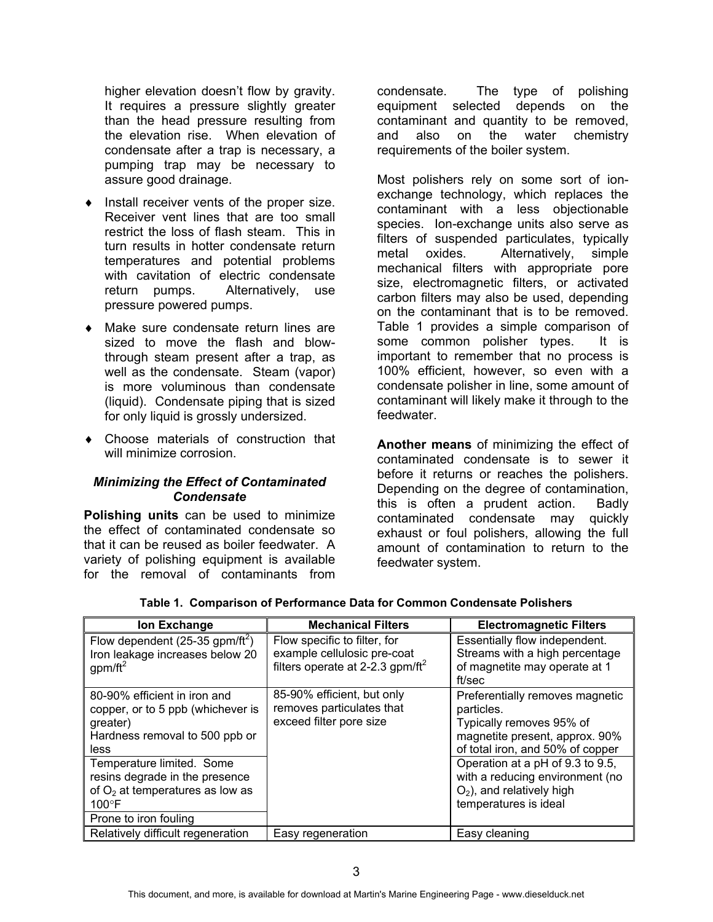higher elevation doesn't flow by gravity. It requires a pressure slightly greater than the head pressure resulting from the elevation rise. When elevation of condensate after a trap is necessary, a pumping trap may be necessary to assure good drainage.

- Install receiver vents of the proper size. Receiver vent lines that are too small restrict the loss of flash steam. This in turn results in hotter condensate return temperatures and potential problems with cavitation of electric condensate return pumps. Alternatively, use pressure powered pumps.
- Make sure condensate return lines are sized to move the flash and blow-through steam present after a trap, as well as the condensate. Steam (vapor) is more voluminous than condensate (liquid). Condensate piping that is sized for only liquid is grossly undersized.
- Choose materials of construction that will minimize corrosion.

### *Minimizing the Effect of Contaminated Condensate*

**Polishing units** can be used to minimize the effect of contaminated condensate so that it can be reused as boiler feedwater. A variety of polishing equipment is available for the removal of contaminants from condensate. The type of polishing equipment selected depends on the contaminant and quantity to be removed, and also on the water chemistry requirements of the boiler system.

Most polishers rely on some sort of ion-exchange technology, which replaces the contaminant with a less objectionable species. Ion-exchange units also serve as filters of suspended particulates, typically metal oxides. Alternatively, simple mechanical filters with appropriate pore size, electromagnetic filters, or activated carbon filters may also be used, depending on the contaminant that is to be removed. Table 1 provides a simple comparison of some common polisher types. It is important to remember that no process is 100% efficient, however, so even with a condensate polisher in line, some amount of contaminant will likely make it through to the feedwater.

**Another means** of minimizing the effect of contaminated condensate is to sewer it before it returns or reaches the polishers. Depending on the degree of contamination, this is often a prudent action. Badly contaminated condensate may quickly exhaust or foul polishers, allowing the full amount of contamination to return to the feedwater system.

**Table 1. Comparison of Performance Data for Common Condensate Polishers**

| Ion Exchange | Mechanical Filters | Electromagnetic Filters |
|---|---|---|
| Flow dependent (25-35 gpm/ft$^2$) Iron leakage increases below 20 gpm/ft$^2$ | Flow specific to filter, for example cellulosic pre-coat filters operate at 2-2.3 gpm/ft$^2$ | Essentially flow independent. Streams with a high percentage of magnetite may operate at 1 ft/sec |
| 80-90% efficient in iron and copper, or to 5 ppb (whichever is greater) Hardness removal to 500 ppb or less | 85-90% efficient, but only removes particulates that exceed filter pore size | Preferentially removes magnetic particles. Typically removes 95% of magnetite present, approx. 90% of total iron, and 50% of copper |
| Temperature limited. Some resins degrade in the presence of $O_2$ at temperatures as low as 100°F | | Operation at a pH of 9.3 to 9.5, with a reducing environment (no $O_2$), and relatively high temperatures is ideal |
| Prone to iron fouling | | |
| Relatively difficult regeneration | Easy regeneration | Easy cleaning |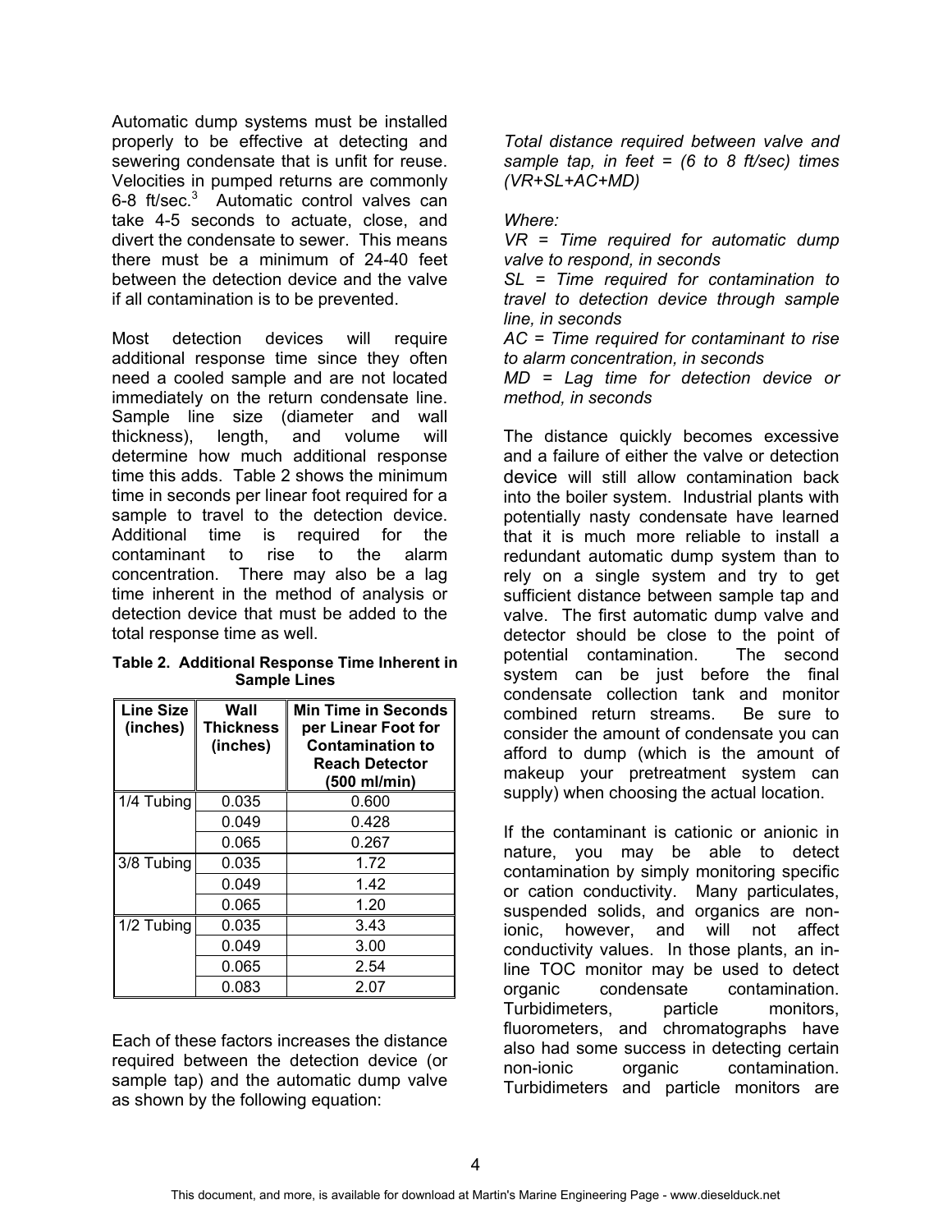Automatic dump systems must be installed properly to be effective at detecting and sewering condensate that is unfit for reuse. Velocities in pumped returns are commonly 6-8 ft/sec.[3] Automatic control valves can take 4-5 seconds to actuate, close, and divert the condensate to sewer. This means there must be a minimum of 24-40 feet between the detection device and the valve if all contamination is to be prevented.

Most detection devices will require additional response time since they often need a cooled sample and are not located immediately on the return condensate line. Sample line size (diameter and wall thickness), length, and volume will determine how much additional response time this adds. Table 2 shows the minimum time in seconds per linear foot required for a sample to travel to the detection device. Additional time is required for the contaminant to rise to the alarm concentration. There may also be a lag time inherent in the method of analysis or detection device that must be added to the total response time as well.

**Table 2. Additional Response Time Inherent in Sample Lines**

| Line Size (inches) | Wall Thickness (inches) | Min Time in Seconds per Linear Foot for Contamination to Reach Detector (500 ml/min) |
|---|---|---|
| 1/4 Tubing | 0.035 | 0.600 |
| | 0.049 | 0.428 |
| | 0.065 | 0.267 |
| 3/8 Tubing | 0.035 | 1.72 |
| | 0.049 | 1.42 |
| | 0.065 | 1.20 |
| 1/2 Tubing | 0.035 | 3.43 |
| | 0.049 | 3.00 |
| | 0.065 | 2.54 |
| | 0.083 | 2.07 |

Each of these factors increases the distance required between the detection device (or sample tap) and the automatic dump valve as shown by the following equation:

*Total distance required between valve and sample tap, in feet = (6 to 8 ft/sec) times (VR+SL+AC+MD)*

*Where:*

*VR = Time required for automatic dump valve to respond, in seconds*

*SL = Time required for contamination to travel to detection device through sample line, in seconds*

*AC = Time required for contaminant to rise to alarm concentration, in seconds*

*MD = Lag time for detection device or method, in seconds*

The distance quickly becomes excessive and a failure of either the valve or detection device will still allow contamination back into the boiler system. Industrial plants with potentially nasty condensate have learned that it is much more reliable to install a redundant automatic dump system than to rely on a single system and try to get sufficient distance between sample tap and valve. The first automatic dump valve and detector should be close to the point of potential contamination. The second system can be just before the final condensate collection tank and monitor combined return streams. Be sure to consider the amount of condensate you can afford to dump (which is the amount of makeup your pretreatment system can supply) when choosing the actual location.

If the contaminant is cationic or anionic in nature, you may be able to detect contamination by simply monitoring specific or cation conductivity. Many particulates, suspended solids, and organics are non-ionic, however, and will not affect conductivity values. In those plants, an in-line TOC monitor may be used to detect organic condensate contamination. Turbidimeters, particle monitors, fluorometers, and chromatographs have also had some success in detecting certain non-ionic organic contamination. Turbidimeters and particle monitors are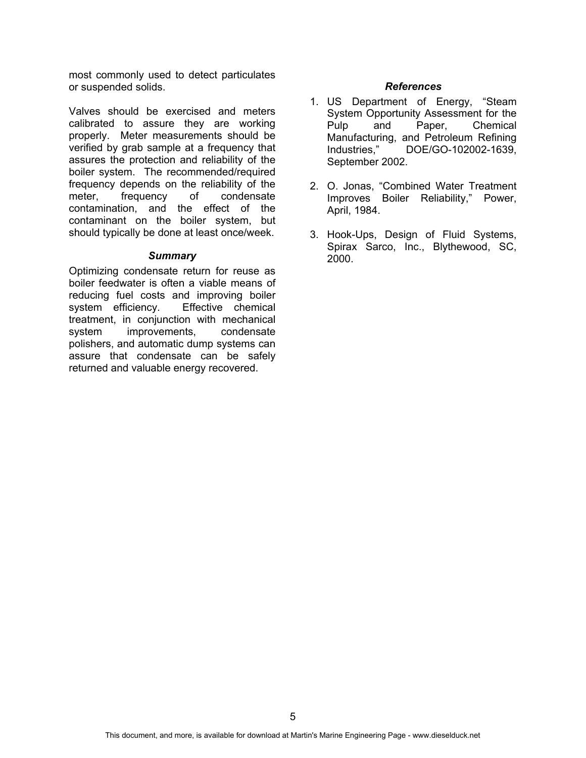most commonly used to detect particulates or suspended solids.

Valves should be exercised and meters calibrated to assure they are working properly. Meter measurements should be verified by grab sample at a frequency that assures the protection and reliability of the boiler system. The recommended/required frequency depends on the reliability of the meter, frequency of condensate contamination, and the effect of the contaminant on the boiler system, but should typically be done at least once/week.

### *Summary*

Optimizing condensate return for reuse as boiler feedwater is often a viable means of reducing fuel costs and improving boiler system efficiency. Effective chemical treatment, in conjunction with mechanical system improvements, condensate polishers, and automatic dump systems can assure that condensate can be safely returned and valuable energy recovered.

### *References*

1. US Department of Energy, "Steam System Opportunity Assessment for the Pulp and Paper, Chemical Manufacturing, and Petroleum Refining Industries," DOE/GO-102002-1639, September 2002.

2. O. Jonas, "Combined Water Treatment Improves Boiler Reliability," Power, April, 1984.

3. Hook-Ups, Design of Fluid Systems, Spirax Sarco, Inc., Blythewood, SC, 2000.

This document, and more, is available for download at Martin's Marine Engineering Page - www.dieselduck.net